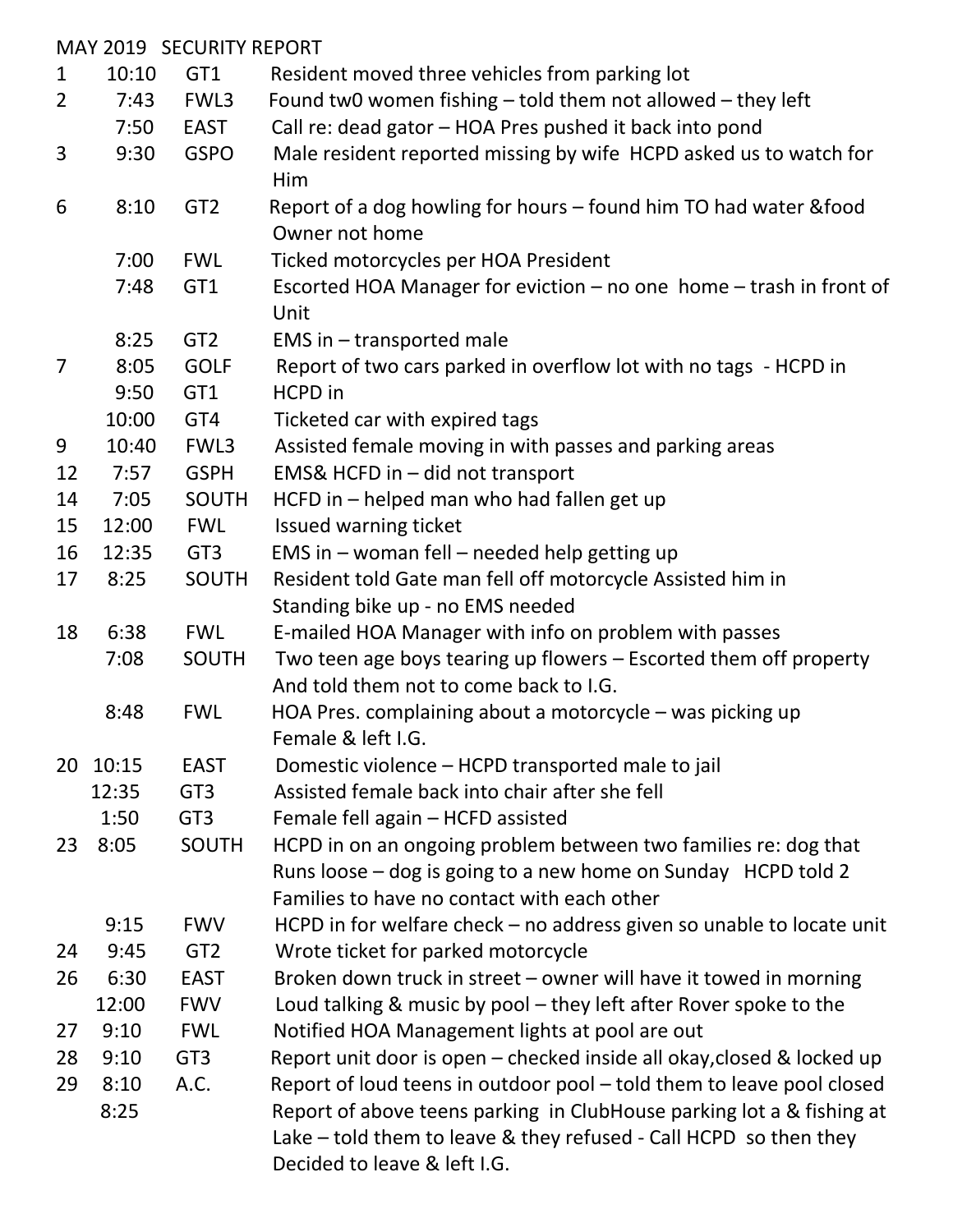MAY 2019 SECURITY REPORT

| Day | Time | Location | Report |
|---|---|---|---|
| 1 | 10:10 | GT1 | Resident moved three vehicles from parking lot |
| 2 | 7:43 | FWL3 | Found tw0 women fishing – told them not allowed – they left |
| | 7:50 | EAST | Call re: dead gator – HOA Pres pushed it back into pond |
| 3 | 9:30 | GSPO | Male resident reported missing by wife HCPD asked us to watch for Him |
| 6 | 8:10 | GT2 | Report of a dog howling for hours – found him TO had water &food Owner not home |
| | 7:00 | FWL | Ticked motorcycles per HOA President |
| | 7:48 | GT1 | Escorted HOA Manager for eviction – no one home – trash in front of Unit |
| | 8:25 | GT2 | EMS in – transported male |
| 7 | 8:05 | GOLF | Report of two cars parked in overflow lot with no tags - HCPD in |
| | 9:50 | GT1 | HCPD in |
| | 10:00 | GT4 | Ticketed car with expired tags |
| 9 | 10:40 | FWL3 | Assisted female moving in with passes and parking areas |
| 12 | 7:57 | GSPH | EMS& HCFD in – did not transport |
| 14 | 7:05 | SOUTH | HCFD in – helped man who had fallen get up |
| 15 | 12:00 | FWL | Issued warning ticket |
| 16 | 12:35 | GT3 | EMS in – woman fell – needed help getting up |
| 17 | 8:25 | SOUTH | Resident told Gate man fell off motorcycle Assisted him in Standing bike up - no EMS needed |
| 18 | 6:38 | FWL | E-mailed HOA Manager with info on problem with passes |
| | 7:08 | SOUTH | Two teen age boys tearing up flowers – Escorted them off property And told them not to come back to I.G. |
| | 8:48 | FWL | HOA Pres. complaining about a motorcycle – was picking up Female & left I.G. |
| 20 | 10:15 | EAST | Domestic violence – HCPD transported male to jail |
| | 12:35 | GT3 | Assisted female back into chair after she fell |
| | 1:50 | GT3 | Female fell again – HCFD assisted |
| 23 | 8:05 | SOUTH | HCPD in on an ongoing problem between two families re: dog that Runs loose – dog is going to a new home on Sunday HCPD told 2 Families to have no contact with each other |
| | 9:15 | FWV | HCPD in for welfare check – no address given so unable to locate unit |
| 24 | 9:45 | GT2 | Wrote ticket for parked motorcycle |
| 26 | 6:30 | EAST | Broken down truck in street – owner will have it towed in morning |
| | 12:00 | FWV | Loud talking & music by pool – they left after Rover spoke to the |
| 27 | 9:10 | FWL | Notified HOA Management lights at pool are out |
| 28 | 9:10 | GT3 | Report unit door is open – checked inside all okay,closed & locked up |
| 29 | 8:10 | A.C. | Report of loud teens in outdoor pool – told them to leave pool closed |
| | 8:25 | | Report of above teens parking in ClubHouse parking lot a & fishing at Lake – told them to leave & they refused - Call HCPD so then they Decided to leave & left I.G. |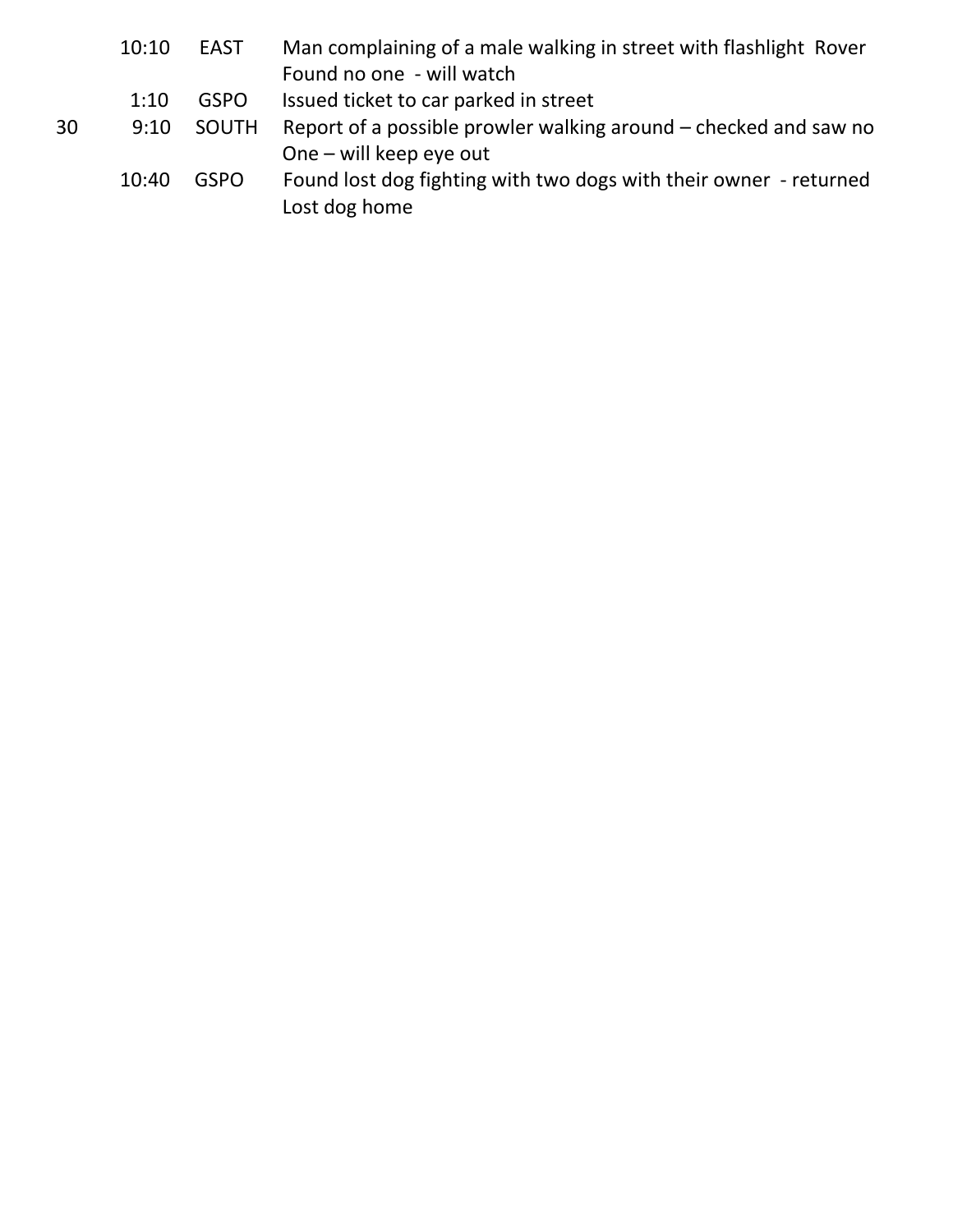| | | | |
|---|---|---|---|
| | 10:10 | EAST | Man complaining of a male walking in street with flashlight Rover Found no one - will watch |
| | 1:10 | GSPO | Issued ticket to car parked in street |
| 30 | 9:10 | SOUTH | Report of a possible prowler walking around – checked and saw no One – will keep eye out |
| | 10:40 | GSPO | Found lost dog fighting with two dogs with their owner - returned Lost dog home |